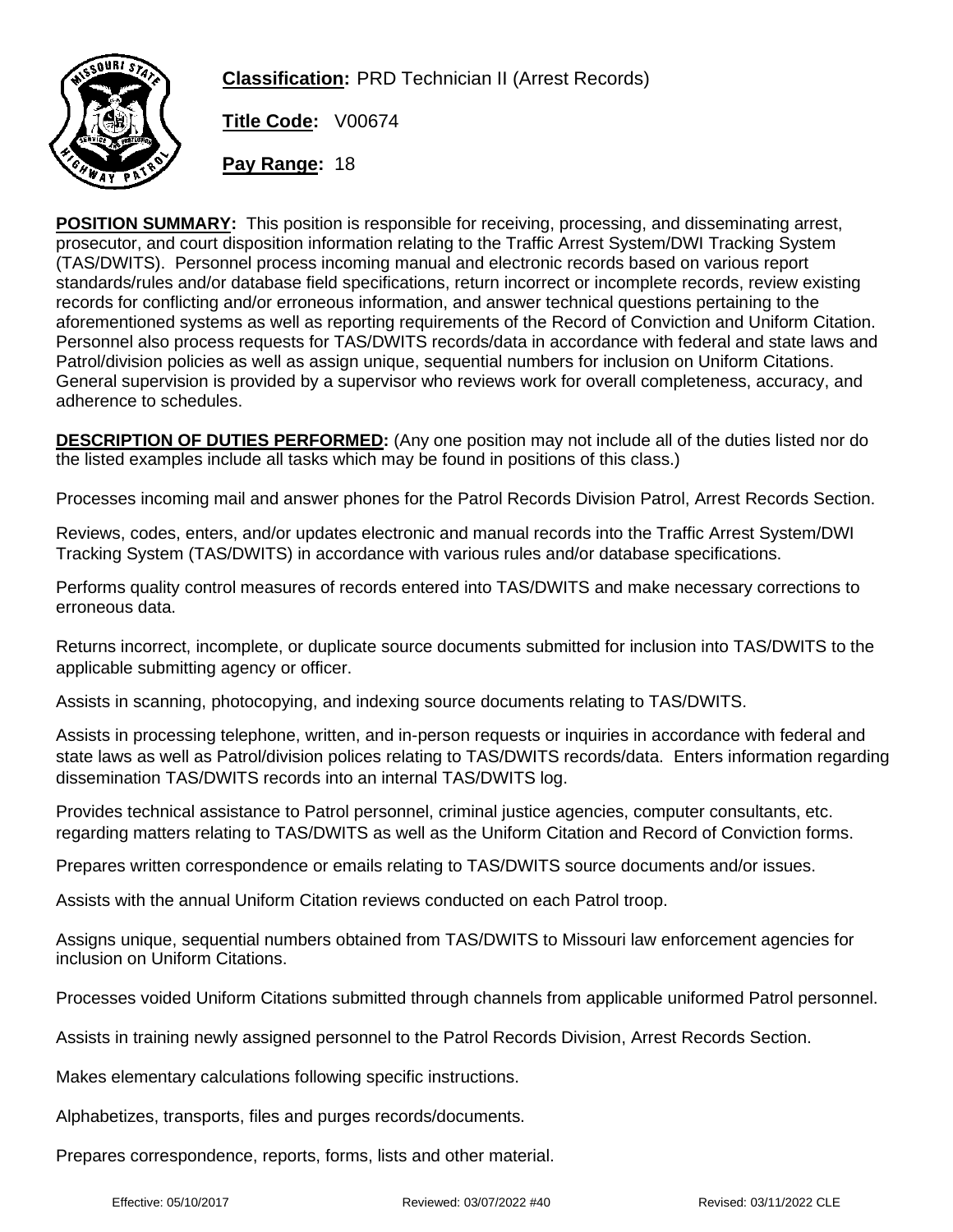**Classification:** PRD Technician II (Arrest Records)

**Title Code:** V00674

**Pay Range:** 18

**POSITION SUMMARY:** This position is responsible for receiving, processing, and disseminating arrest, prosecutor, and court disposition information relating to the Traffic Arrest System/DWI Tracking System (TAS/DWITS). Personnel process incoming manual and electronic records based on various report standards/rules and/or database field specifications, return incorrect or incomplete records, review existing records for conflicting and/or erroneous information, and answer technical questions pertaining to the aforementioned systems as well as reporting requirements of the Record of Conviction and Uniform Citation. Personnel also process requests for TAS/DWITS records/data in accordance with federal and state laws and Patrol/division policies as well as assign unique, sequential numbers for inclusion on Uniform Citations. General supervision is provided by a supervisor who reviews work for overall completeness, accuracy, and adherence to schedules.

**DESCRIPTION OF DUTIES PERFORMED:** (Any one position may not include all of the duties listed nor do the listed examples include all tasks which may be found in positions of this class.)

Processes incoming mail and answer phones for the Patrol Records Division Patrol, Arrest Records Section.

Reviews, codes, enters, and/or updates electronic and manual records into the Traffic Arrest System/DWI Tracking System (TAS/DWITS) in accordance with various rules and/or database specifications.

Performs quality control measures of records entered into TAS/DWITS and make necessary corrections to erroneous data.

Returns incorrect, incomplete, or duplicate source documents submitted for inclusion into TAS/DWITS to the applicable submitting agency or officer.

Assists in scanning, photocopying, and indexing source documents relating to TAS/DWITS.

Assists in processing telephone, written, and in-person requests or inquiries in accordance with federal and state laws as well as Patrol/division polices relating to TAS/DWITS records/data. Enters information regarding dissemination TAS/DWITS records into an internal TAS/DWITS log.

Provides technical assistance to Patrol personnel, criminal justice agencies, computer consultants, etc. regarding matters relating to TAS/DWITS as well as the Uniform Citation and Record of Conviction forms.

Prepares written correspondence or emails relating to TAS/DWITS source documents and/or issues.

Assists with the annual Uniform Citation reviews conducted on each Patrol troop.

Assigns unique, sequential numbers obtained from TAS/DWITS to Missouri law enforcement agencies for inclusion on Uniform Citations.

Processes voided Uniform Citations submitted through channels from applicable uniformed Patrol personnel.

Assists in training newly assigned personnel to the Patrol Records Division, Arrest Records Section.

Makes elementary calculations following specific instructions.

Alphabetizes, transports, files and purges records/documents.

Prepares correspondence, reports, forms, lists and other material.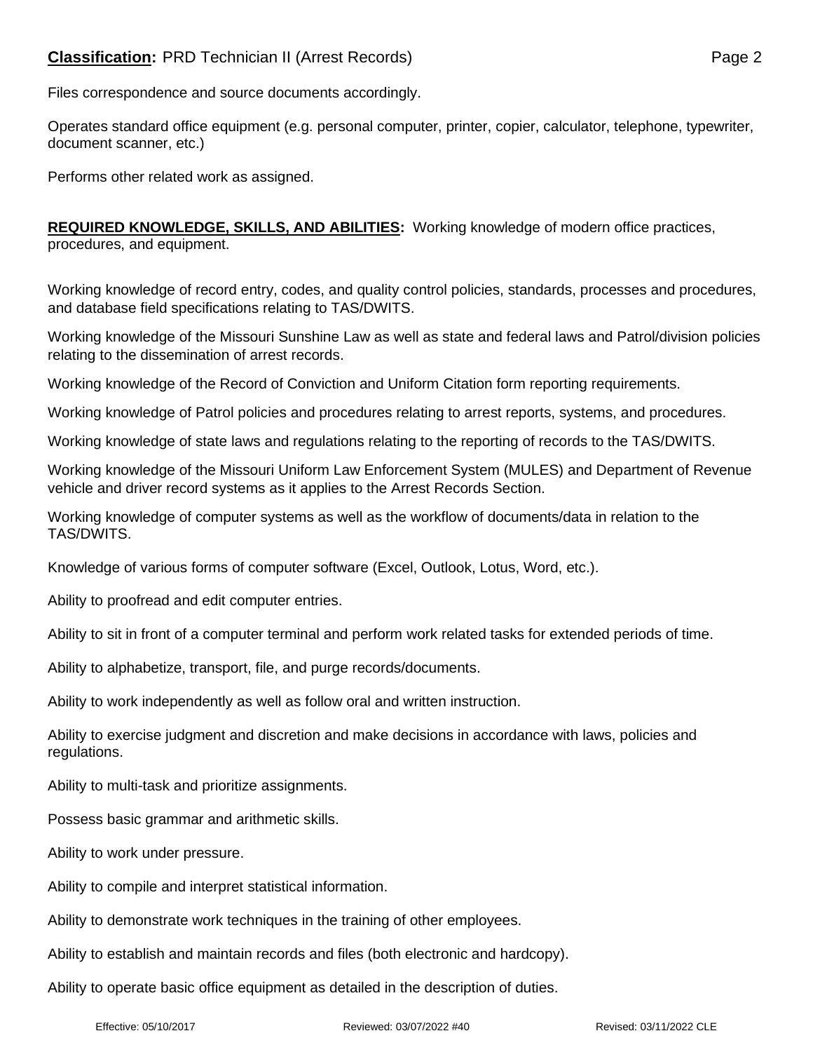Files correspondence and source documents accordingly.

Operates standard office equipment (e.g. personal computer, printer, copier, calculator, telephone, typewriter, document scanner, etc.)

Performs other related work as assigned.

**REQUIRED KNOWLEDGE, SKILLS, AND ABILITIES:** Working knowledge of modern office practices, procedures, and equipment.

Working knowledge of record entry, codes, and quality control policies, standards, processes and procedures, and database field specifications relating to TAS/DWITS.

Working knowledge of the Missouri Sunshine Law as well as state and federal laws and Patrol/division policies relating to the dissemination of arrest records.

Working knowledge of the Record of Conviction and Uniform Citation form reporting requirements.

Working knowledge of Patrol policies and procedures relating to arrest reports, systems, and procedures.

Working knowledge of state laws and regulations relating to the reporting of records to the TAS/DWITS.

Working knowledge of the Missouri Uniform Law Enforcement System (MULES) and Department of Revenue vehicle and driver record systems as it applies to the Arrest Records Section.

Working knowledge of computer systems as well as the workflow of documents/data in relation to the TAS/DWITS.

Knowledge of various forms of computer software (Excel, Outlook, Lotus, Word, etc.).

Ability to proofread and edit computer entries.

Ability to sit in front of a computer terminal and perform work related tasks for extended periods of time.

Ability to alphabetize, transport, file, and purge records/documents.

Ability to work independently as well as follow oral and written instruction.

Ability to exercise judgment and discretion and make decisions in accordance with laws, policies and regulations.

Ability to multi-task and prioritize assignments.

Possess basic grammar and arithmetic skills.

Ability to work under pressure.

Ability to compile and interpret statistical information.

Ability to demonstrate work techniques in the training of other employees.

Ability to establish and maintain records and files (both electronic and hardcopy).

Ability to operate basic office equipment as detailed in the description of duties.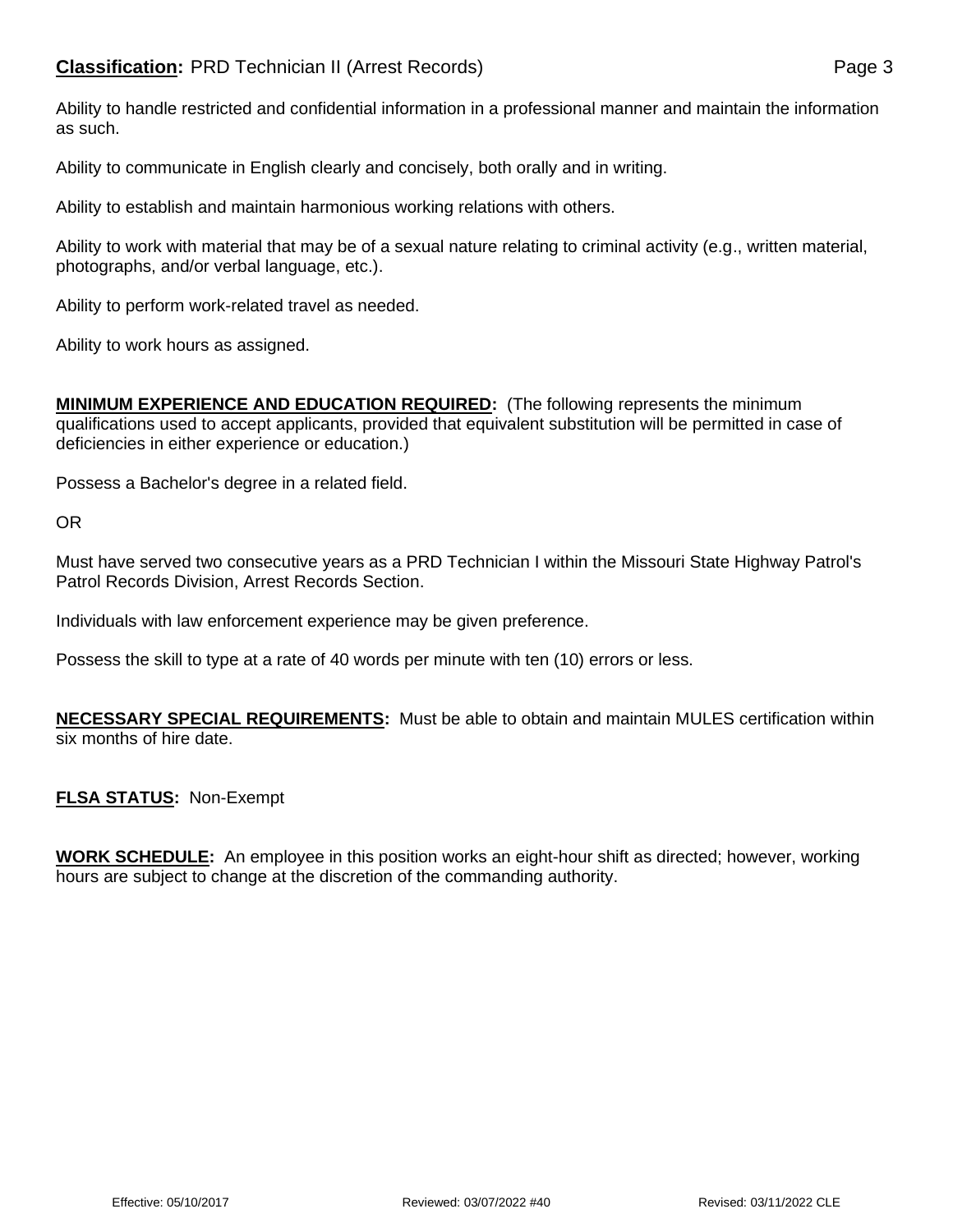Ability to handle restricted and confidential information in a professional manner and maintain the information as such.

Ability to communicate in English clearly and concisely, both orally and in writing.

Ability to establish and maintain harmonious working relations with others.

Ability to work with material that may be of a sexual nature relating to criminal activity (e.g., written material, photographs, and/or verbal language, etc.).

Ability to perform work-related travel as needed.

Ability to work hours as assigned.

**MINIMUM EXPERIENCE AND EDUCATION REQUIRED:** (The following represents the minimum qualifications used to accept applicants, provided that equivalent substitution will be permitted in case of deficiencies in either experience or education.)

Possess a Bachelor's degree in a related field.

OR

Must have served two consecutive years as a PRD Technician I within the Missouri State Highway Patrol's Patrol Records Division, Arrest Records Section.

Individuals with law enforcement experience may be given preference.

Possess the skill to type at a rate of 40 words per minute with ten (10) errors or less.

**NECESSARY SPECIAL REQUIREMENTS:** Must be able to obtain and maintain MULES certification within six months of hire date.

**FLSA STATUS:** Non-Exempt

**WORK SCHEDULE:** An employee in this position works an eight-hour shift as directed; however, working hours are subject to change at the discretion of the commanding authority.